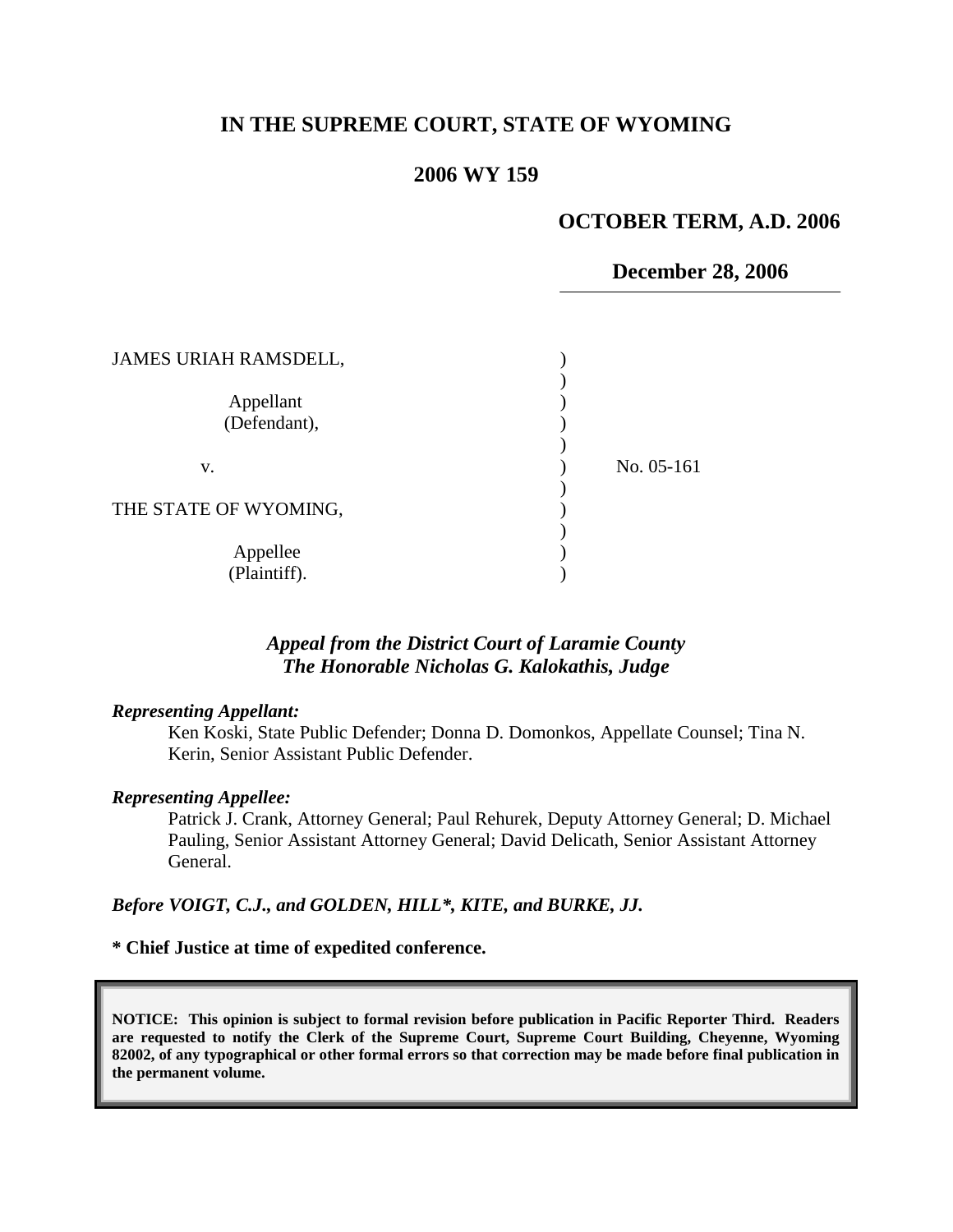# IN THE SUPREME COURT, STATE OF WYOMING

## 2006 WY 159

**OCTOBER TERM, A.D. 2006**

**December 28, 2006**

JAMES URIAH RAMSDELL,

Appellant (Defendant),

v.

THE STATE OF WYOMING,

Appellee (Plaintiff).

No. 05-161

***Appeal from the District Court of Laramie County***
***The Honorable Nicholas G. Kalokathis, Judge***

***Representing Appellant:***

Ken Koski, State Public Defender; Donna D. Domonkos, Appellate Counsel; Tina N. Kerin, Senior Assistant Public Defender.

***Representing Appellee:***

Patrick J. Crank, Attorney General; Paul Rehurek, Deputy Attorney General; D. Michael Pauling, Senior Assistant Attorney General; David Delicath, Senior Assistant Attorney General.

***Before VOIGT, C.J., and GOLDEN, HILL\*, KITE, and BURKE, JJ.***

**\* Chief Justice at time of expedited conference.**

**NOTICE: This opinion is subject to formal revision before publication in Pacific Reporter Third. Readers are requested to notify the Clerk of the Supreme Court, Supreme Court Building, Cheyenne, Wyoming 82002, of any typographical or other formal errors so that correction may be made before final publication in the permanent volume.**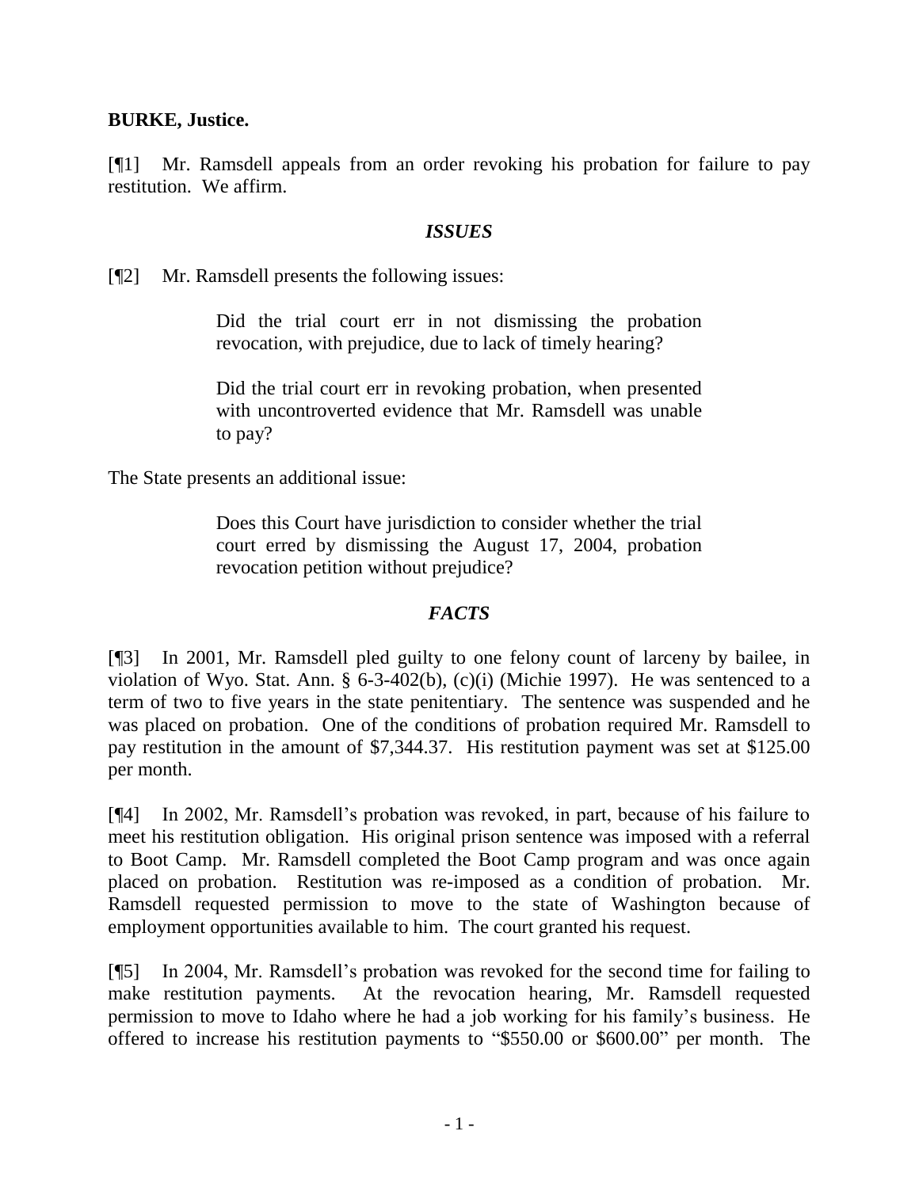**BURKE, Justice.**

[¶1] Mr. Ramsdell appeals from an order revoking his probation for failure to pay restitution. We affirm.

### *ISSUES*

[¶2] Mr. Ramsdell presents the following issues:

> Did the trial court err in not dismissing the probation revocation, with prejudice, due to lack of timely hearing?
>
> Did the trial court err in revoking probation, when presented with uncontroverted evidence that Mr. Ramsdell was unable to pay?

The State presents an additional issue:

> Does this Court have jurisdiction to consider whether the trial court erred by dismissing the August 17, 2004, probation revocation petition without prejudice?

### *FACTS*

[¶3] In 2001, Mr. Ramsdell pled guilty to one felony count of larceny by bailee, in violation of Wyo. Stat. Ann. § 6-3-402(b), (c)(i) (Michie 1997). He was sentenced to a term of two to five years in the state penitentiary. The sentence was suspended and he was placed on probation. One of the conditions of probation required Mr. Ramsdell to pay restitution in the amount of $7,344.37. His restitution payment was set at $125.00 per month.

[¶4] In 2002, Mr. Ramsdell's probation was revoked, in part, because of his failure to meet his restitution obligation. His original prison sentence was imposed with a referral to Boot Camp. Mr. Ramsdell completed the Boot Camp program and was once again placed on probation. Restitution was re-imposed as a condition of probation. Mr. Ramsdell requested permission to move to the state of Washington because of employment opportunities available to him. The court granted his request.

[¶5] In 2004, Mr. Ramsdell's probation was revoked for the second time for failing to make restitution payments. At the revocation hearing, Mr. Ramsdell requested permission to move to Idaho where he had a job working for his family's business. He offered to increase his restitution payments to "$550.00 or $600.00" per month. The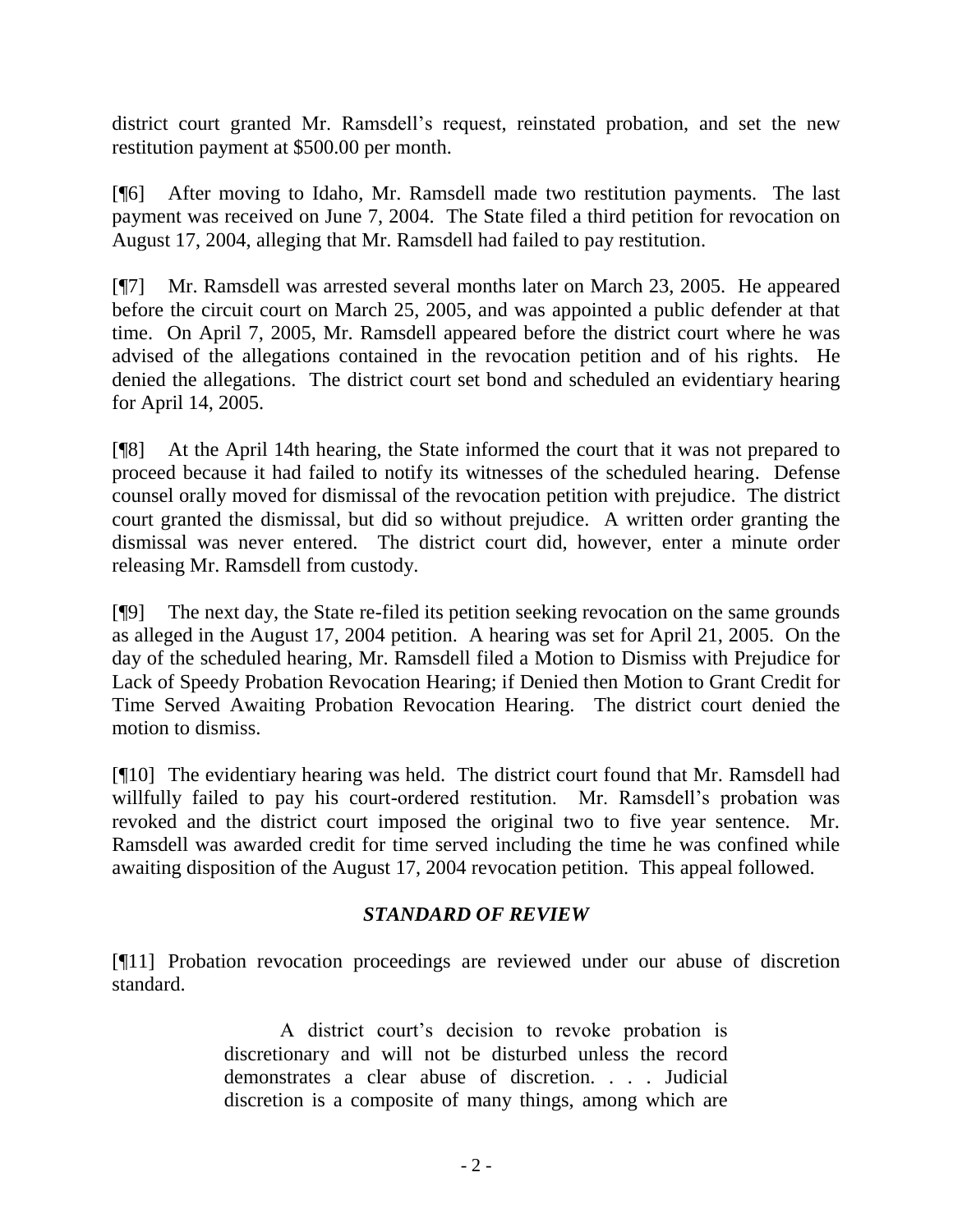district court granted Mr. Ramsdell's request, reinstated probation, and set the new restitution payment at $500.00 per month.

[¶6] After moving to Idaho, Mr. Ramsdell made two restitution payments. The last payment was received on June 7, 2004. The State filed a third petition for revocation on August 17, 2004, alleging that Mr. Ramsdell had failed to pay restitution.

[¶7] Mr. Ramsdell was arrested several months later on March 23, 2005. He appeared before the circuit court on March 25, 2005, and was appointed a public defender at that time. On April 7, 2005, Mr. Ramsdell appeared before the district court where he was advised of the allegations contained in the revocation petition and of his rights. He denied the allegations. The district court set bond and scheduled an evidentiary hearing for April 14, 2005.

[¶8] At the April 14th hearing, the State informed the court that it was not prepared to proceed because it had failed to notify its witnesses of the scheduled hearing. Defense counsel orally moved for dismissal of the revocation petition with prejudice. The district court granted the dismissal, but did so without prejudice. A written order granting the dismissal was never entered. The district court did, however, enter a minute order releasing Mr. Ramsdell from custody.

[¶9] The next day, the State re-filed its petition seeking revocation on the same grounds as alleged in the August 17, 2004 petition. A hearing was set for April 21, 2005. On the day of the scheduled hearing, Mr. Ramsdell filed a Motion to Dismiss with Prejudice for Lack of Speedy Probation Revocation Hearing; if Denied then Motion to Grant Credit for Time Served Awaiting Probation Revocation Hearing. The district court denied the motion to dismiss.

[¶10] The evidentiary hearing was held. The district court found that Mr. Ramsdell had willfully failed to pay his court-ordered restitution. Mr. Ramsdell's probation was revoked and the district court imposed the original two to five year sentence. Mr. Ramsdell was awarded credit for time served including the time he was confined while awaiting disposition of the August 17, 2004 revocation petition. This appeal followed.

## *STANDARD OF REVIEW*

[¶11] Probation revocation proceedings are reviewed under our abuse of discretion standard.

> A district court's decision to revoke probation is discretionary and will not be disturbed unless the record demonstrates a clear abuse of discretion. . . . Judicial discretion is a composite of many things, among which are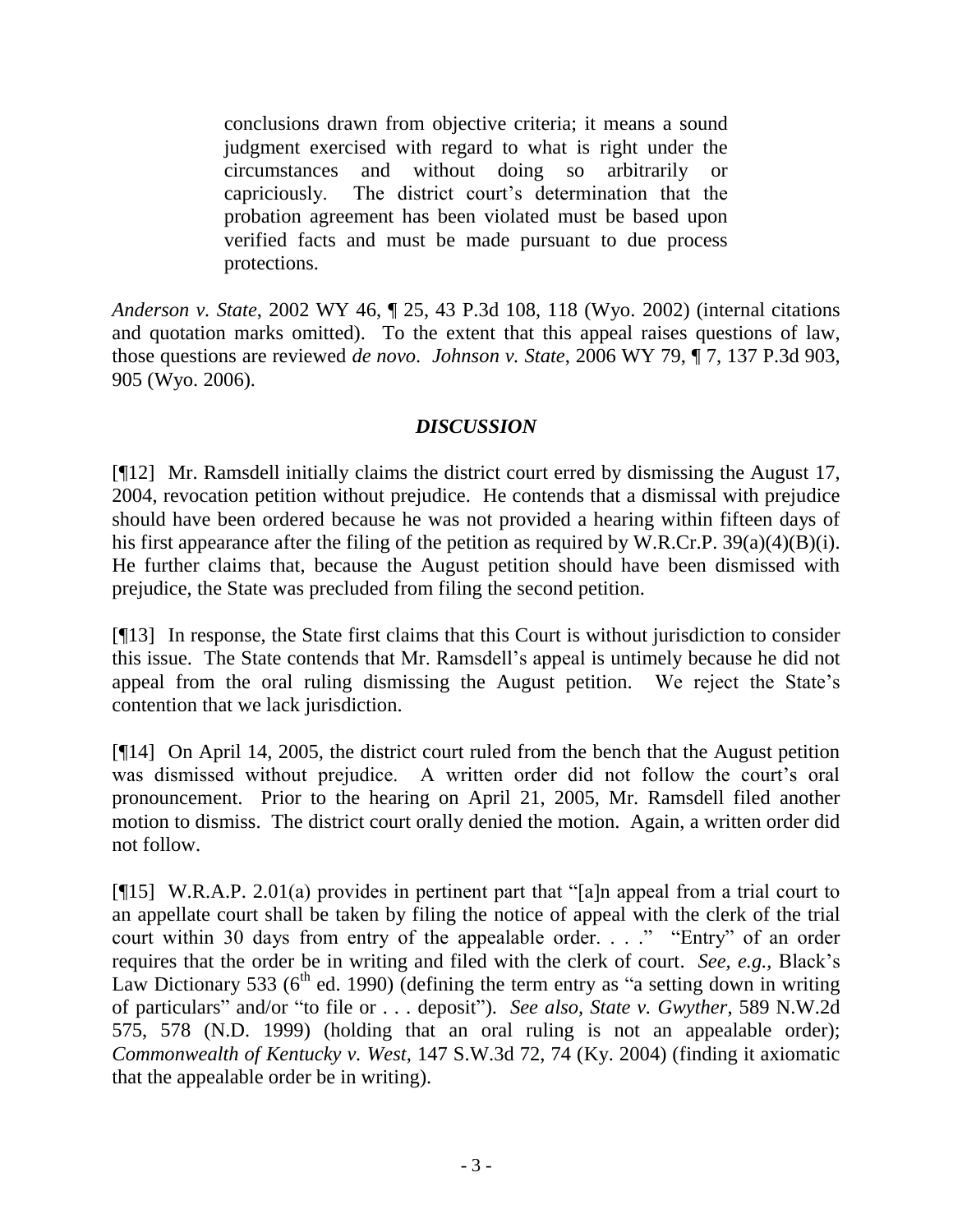> conclusions drawn from objective criteria; it means a sound judgment exercised with regard to what is right under the circumstances and without doing so arbitrarily or capriciously. The district court's determination that the probation agreement has been violated must be based upon verified facts and must be made pursuant to due process protections.

*Anderson v. State*, 2002 WY 46, ¶ 25, 43 P.3d 108, 118 (Wyo. 2002) (internal citations and quotation marks omitted). To the extent that this appeal raises questions of law, those questions are reviewed *de novo*. *Johnson v. State*, 2006 WY 79, ¶ 7, 137 P.3d 903, 905 (Wyo. 2006).

## *DISCUSSION*

[¶12] Mr. Ramsdell initially claims the district court erred by dismissing the August 17, 2004, revocation petition without prejudice. He contends that a dismissal with prejudice should have been ordered because he was not provided a hearing within fifteen days of his first appearance after the filing of the petition as required by W.R.Cr.P. 39(a)(4)(B)(i). He further claims that, because the August petition should have been dismissed with prejudice, the State was precluded from filing the second petition.

[¶13] In response, the State first claims that this Court is without jurisdiction to consider this issue. The State contends that Mr. Ramsdell's appeal is untimely because he did not appeal from the oral ruling dismissing the August petition. We reject the State's contention that we lack jurisdiction.

[¶14] On April 14, 2005, the district court ruled from the bench that the August petition was dismissed without prejudice. A written order did not follow the court's oral pronouncement. Prior to the hearing on April 21, 2005, Mr. Ramsdell filed another motion to dismiss. The district court orally denied the motion. Again, a written order did not follow.

[¶15] W.R.A.P. 2.01(a) provides in pertinent part that "[a]n appeal from a trial court to an appellate court shall be taken by filing the notice of appeal with the clerk of the trial court within 30 days from entry of the appealable order. . . ." "Entry" of an order requires that the order be in writing and filed with the clerk of court. *See, e.g.,* Black's Law Dictionary 533 (6th ed. 1990) (defining the term entry as "a setting down in writing of particulars" and/or "to file or . . . deposit"). *See also, State v. Gwyther*, 589 N.W.2d 575, 578 (N.D. 1999) (holding that an oral ruling is not an appealable order); *Commonwealth of Kentucky v. West*, 147 S.W.3d 72, 74 (Ky. 2004) (finding it axiomatic that the appealable order be in writing).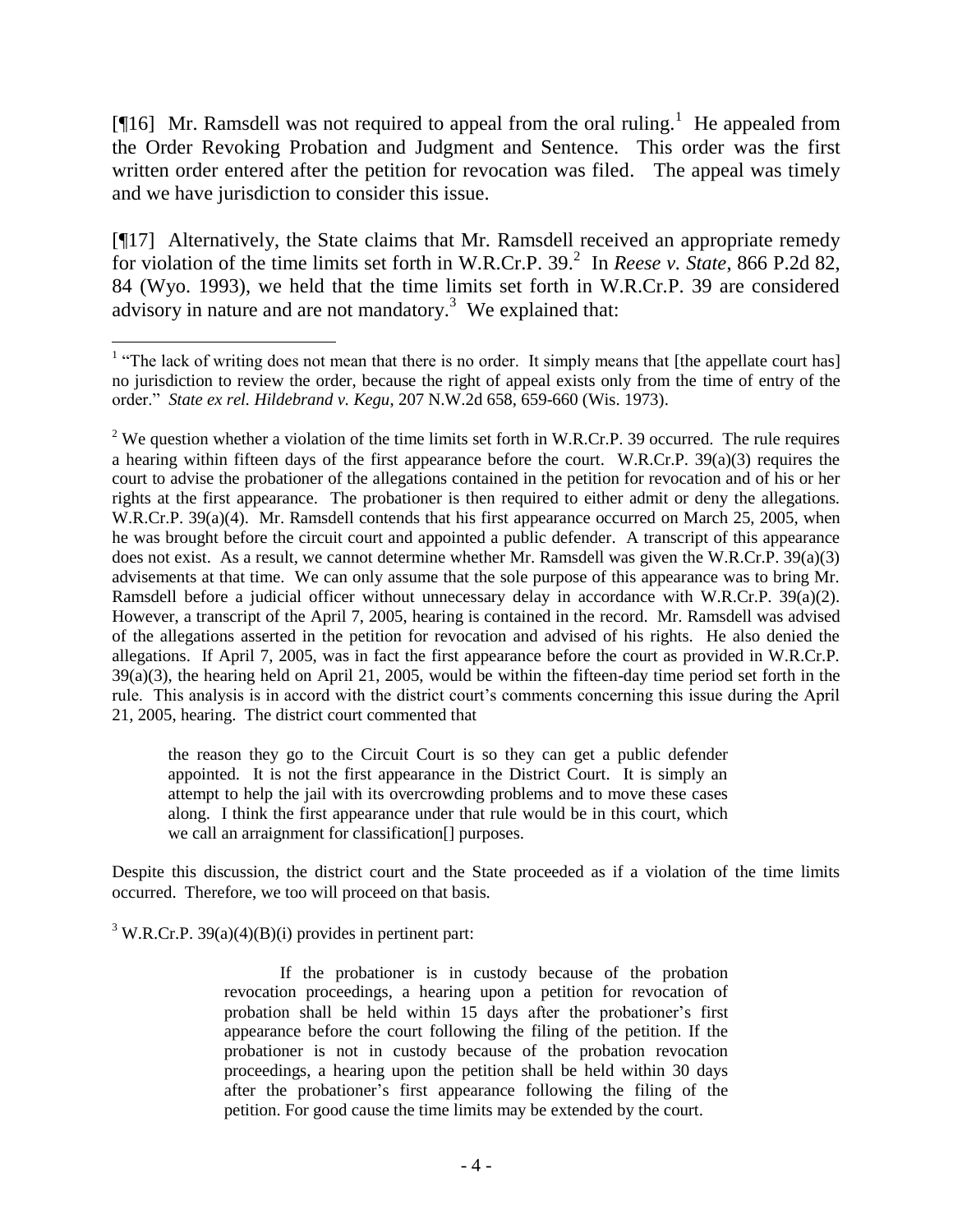[¶16] Mr. Ramsdell was not required to appeal from the oral ruling.[1] He appealed from the Order Revoking Probation and Judgment and Sentence. This order was the first written order entered after the petition for revocation was filed. The appeal was timely and we have jurisdiction to consider this issue.

[¶17] Alternatively, the State claims that Mr. Ramsdell received an appropriate remedy for violation of the time limits set forth in W.R.Cr.P. 39.[2] In *Reese v. State*, 866 P.2d 82, 84 (Wyo. 1993), we held that the time limits set forth in W.R.Cr.P. 39 are considered advisory in nature and are not mandatory.[3] We explained that:

---

[1] "The lack of writing does not mean that there is no order. It simply means that [the appellate court has] no jurisdiction to review the order, because the right of appeal exists only from the time of entry of the order." *State ex rel. Hildebrand v. Kegu*, 207 N.W.2d 658, 659-660 (Wis. 1973).

[2] We question whether a violation of the time limits set forth in W.R.Cr.P. 39 occurred. The rule requires a hearing within fifteen days of the first appearance before the court. W.R.Cr.P. 39(a)(3) requires the court to advise the probationer of the allegations contained in the petition for revocation and of his or her rights at the first appearance. The probationer is then required to either admit or deny the allegations. W.R.Cr.P. 39(a)(4). Mr. Ramsdell contends that his first appearance occurred on March 25, 2005, when he was brought before the circuit court and appointed a public defender. A transcript of this appearance does not exist. As a result, we cannot determine whether Mr. Ramsdell was given the W.R.Cr.P. 39(a)(3) advisements at that time. We can only assume that the sole purpose of this appearance was to bring Mr. Ramsdell before a judicial officer without unnecessary delay in accordance with W.R.Cr.P. 39(a)(2). However, a transcript of the April 7, 2005, hearing is contained in the record. Mr. Ramsdell was advised of the allegations asserted in the petition for revocation and advised of his rights. He also denied the allegations. If April 7, 2005, was in fact the first appearance before the court as provided in W.R.Cr.P. 39(a)(3), the hearing held on April 21, 2005, would be within the fifteen-day time period set forth in the rule. This analysis is in accord with the district court's comments concerning this issue during the April 21, 2005, hearing. The district court commented that

> the reason they go to the Circuit Court is so they can get a public defender appointed. It is not the first appearance in the District Court. It is simply an attempt to help the jail with its overcrowding problems and to move these cases along. I think the first appearance under that rule would be in this court, which we call an arraignment for classification[] purposes.

Despite this discussion, the district court and the State proceeded as if a violation of the time limits occurred. Therefore, we too will proceed on that basis.

[3] W.R.Cr.P. 39(a)(4)(B)(i) provides in pertinent part:

> If the probationer is in custody because of the probation revocation proceedings, a hearing upon a petition for revocation of probation shall be held within 15 days after the probationer's first appearance before the court following the filing of the petition. If the probationer is not in custody because of the probation revocation proceedings, a hearing upon the petition shall be held within 30 days after the probationer's first appearance following the filing of the petition. For good cause the time limits may be extended by the court.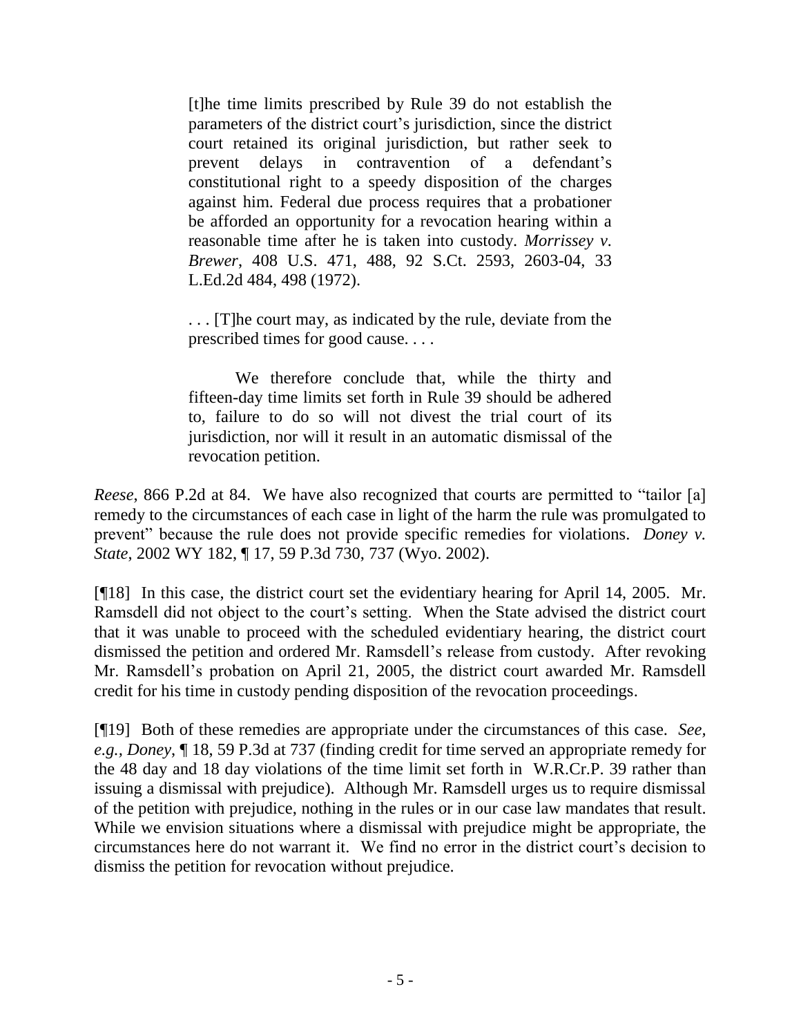> [t]he time limits prescribed by Rule 39 do not establish the parameters of the district court's jurisdiction, since the district court retained its original jurisdiction, but rather seek to prevent delays in contravention of a defendant's constitutional right to a speedy disposition of the charges against him. Federal due process requires that a probationer be afforded an opportunity for a revocation hearing within a reasonable time after he is taken into custody. *Morrissey v. Brewer*, 408 U.S. 471, 488, 92 S.Ct. 2593, 2603-04, 33 L.Ed.2d 484, 498 (1972).
>
> . . . [T]he court may, as indicated by the rule, deviate from the prescribed times for good cause. . . .
>
> We therefore conclude that, while the thirty and fifteen-day time limits set forth in Rule 39 should be adhered to, failure to do so will not divest the trial court of its jurisdiction, nor will it result in an automatic dismissal of the revocation petition.

*Reese*, 866 P.2d at 84. We have also recognized that courts are permitted to "tailor [a] remedy to the circumstances of each case in light of the harm the rule was promulgated to prevent" because the rule does not provide specific remedies for violations. *Doney v. State*, 2002 WY 182, ¶ 17, 59 P.3d 730, 737 (Wyo. 2002).

[¶18] In this case, the district court set the evidentiary hearing for April 14, 2005. Mr. Ramsdell did not object to the court's setting. When the State advised the district court that it was unable to proceed with the scheduled evidentiary hearing, the district court dismissed the petition and ordered Mr. Ramsdell's release from custody. After revoking Mr. Ramsdell's probation on April 21, 2005, the district court awarded Mr. Ramsdell credit for his time in custody pending disposition of the revocation proceedings.

[¶19] Both of these remedies are appropriate under the circumstances of this case. *See, e.g.*, *Doney*, ¶ 18, 59 P.3d at 737 (finding credit for time served an appropriate remedy for the 48 day and 18 day violations of the time limit set forth in W.R.Cr.P. 39 rather than issuing a dismissal with prejudice). Although Mr. Ramsdell urges us to require dismissal of the petition with prejudice, nothing in the rules or in our case law mandates that result. While we envision situations where a dismissal with prejudice might be appropriate, the circumstances here do not warrant it. We find no error in the district court's decision to dismiss the petition for revocation without prejudice.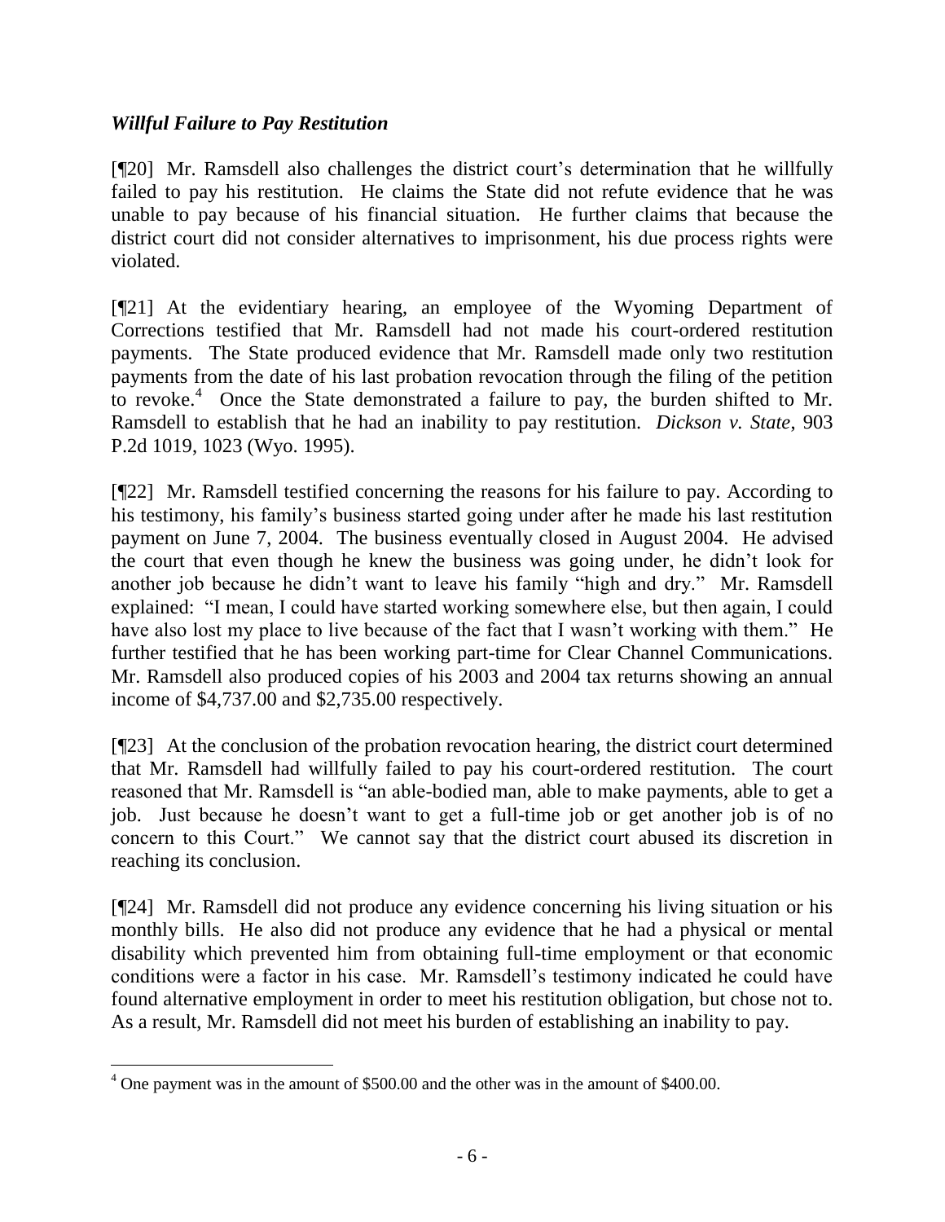### *Willful Failure to Pay Restitution*

[¶20] Mr. Ramsdell also challenges the district court's determination that he willfully failed to pay his restitution. He claims the State did not refute evidence that he was unable to pay because of his financial situation. He further claims that because the district court did not consider alternatives to imprisonment, his due process rights were violated.

[¶21] At the evidentiary hearing, an employee of the Wyoming Department of Corrections testified that Mr. Ramsdell had not made his court-ordered restitution payments. The State produced evidence that Mr. Ramsdell made only two restitution payments from the date of his last probation revocation through the filing of the petition to revoke.[4] Once the State demonstrated a failure to pay, the burden shifted to Mr. Ramsdell to establish that he had an inability to pay restitution. *Dickson v. State*, 903 P.2d 1019, 1023 (Wyo. 1995).

[¶22] Mr. Ramsdell testified concerning the reasons for his failure to pay. According to his testimony, his family's business started going under after he made his last restitution payment on June 7, 2004. The business eventually closed in August 2004. He advised the court that even though he knew the business was going under, he didn't look for another job because he didn't want to leave his family "high and dry." Mr. Ramsdell explained: "I mean, I could have started working somewhere else, but then again, I could have also lost my place to live because of the fact that I wasn't working with them." He further testified that he has been working part-time for Clear Channel Communications. Mr. Ramsdell also produced copies of his 2003 and 2004 tax returns showing an annual income of $4,737.00 and $2,735.00 respectively.

[¶23] At the conclusion of the probation revocation hearing, the district court determined that Mr. Ramsdell had willfully failed to pay his court-ordered restitution. The court reasoned that Mr. Ramsdell is "an able-bodied man, able to make payments, able to get a job. Just because he doesn't want to get a full-time job or get another job is of no concern to this Court." We cannot say that the district court abused its discretion in reaching its conclusion.

[¶24] Mr. Ramsdell did not produce any evidence concerning his living situation or his monthly bills. He also did not produce any evidence that he had a physical or mental disability which prevented him from obtaining full-time employment or that economic conditions were a factor in his case. Mr. Ramsdell's testimony indicated he could have found alternative employment in order to meet his restitution obligation, but chose not to. As a result, Mr. Ramsdell did not meet his burden of establishing an inability to pay.

[4] One payment was in the amount of $500.00 and the other was in the amount of $400.00.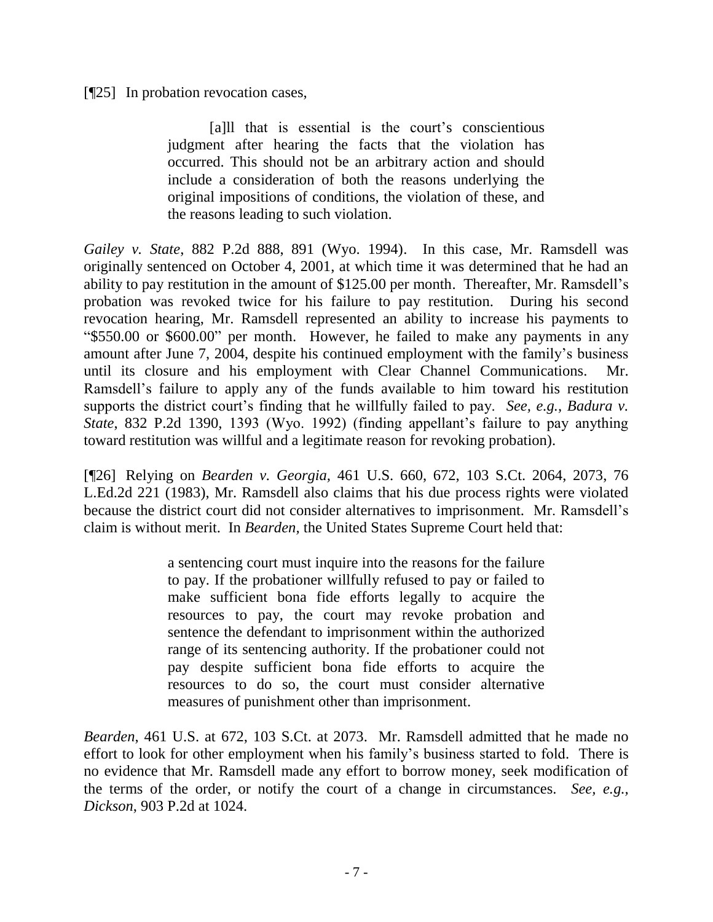[¶25] In probation revocation cases,

> [a]ll that is essential is the court's conscientious judgment after hearing the facts that the violation has occurred. This should not be an arbitrary action and should include a consideration of both the reasons underlying the original impositions of conditions, the violation of these, and the reasons leading to such violation.

*Gailey v. State*, 882 P.2d 888, 891 (Wyo. 1994). In this case, Mr. Ramsdell was originally sentenced on October 4, 2001, at which time it was determined that he had an ability to pay restitution in the amount of $125.00 per month. Thereafter, Mr. Ramsdell's probation was revoked twice for his failure to pay restitution. During his second revocation hearing, Mr. Ramsdell represented an ability to increase his payments to "$550.00 or $600.00" per month. However, he failed to make any payments in any amount after June 7, 2004, despite his continued employment with the family's business until its closure and his employment with Clear Channel Communications. Mr. Ramsdell's failure to apply any of the funds available to him toward his restitution supports the district court's finding that he willfully failed to pay. *See, e.g., Badura v. State*, 832 P.2d 1390, 1393 (Wyo. 1992) (finding appellant's failure to pay anything toward restitution was willful and a legitimate reason for revoking probation).

[¶26] Relying on *Bearden v. Georgia*, 461 U.S. 660, 672, 103 S.Ct. 2064, 2073, 76 L.Ed.2d 221 (1983), Mr. Ramsdell also claims that his due process rights were violated because the district court did not consider alternatives to imprisonment. Mr. Ramsdell's claim is without merit. In *Bearden*, the United States Supreme Court held that:

> a sentencing court must inquire into the reasons for the failure to pay. If the probationer willfully refused to pay or failed to make sufficient bona fide efforts legally to acquire the resources to pay, the court may revoke probation and sentence the defendant to imprisonment within the authorized range of its sentencing authority. If the probationer could not pay despite sufficient bona fide efforts to acquire the resources to do so, the court must consider alternative measures of punishment other than imprisonment.

*Bearden*, 461 U.S. at 672, 103 S.Ct. at 2073. Mr. Ramsdell admitted that he made no effort to look for other employment when his family's business started to fold. There is no evidence that Mr. Ramsdell made any effort to borrow money, seek modification of the terms of the order, or notify the court of a change in circumstances. *See, e.g., Dickson*, 903 P.2d at 1024.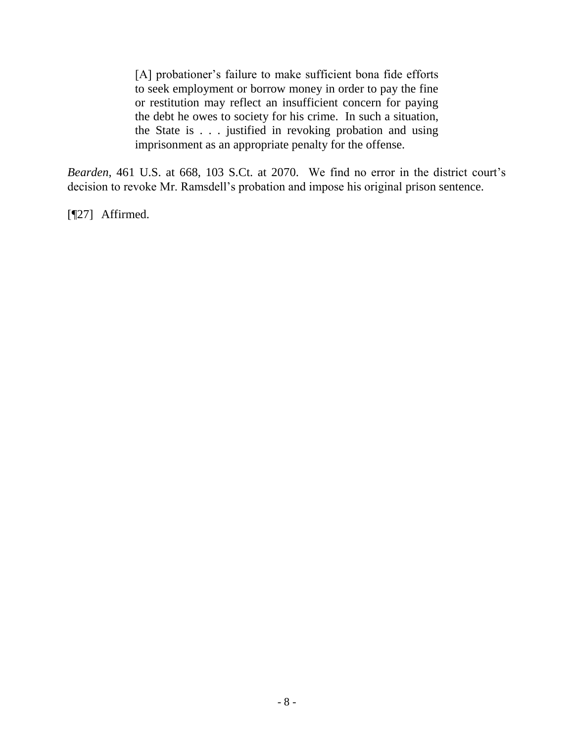> [A] probationer's failure to make sufficient bona fide efforts to seek employment or borrow money in order to pay the fine or restitution may reflect an insufficient concern for paying the debt he owes to society for his crime. In such a situation, the State is . . . justified in revoking probation and using imprisonment as an appropriate penalty for the offense.

*Bearden*, 461 U.S. at 668, 103 S.Ct. at 2070. We find no error in the district court's decision to revoke Mr. Ramsdell's probation and impose his original prison sentence.

[¶27] Affirmed.